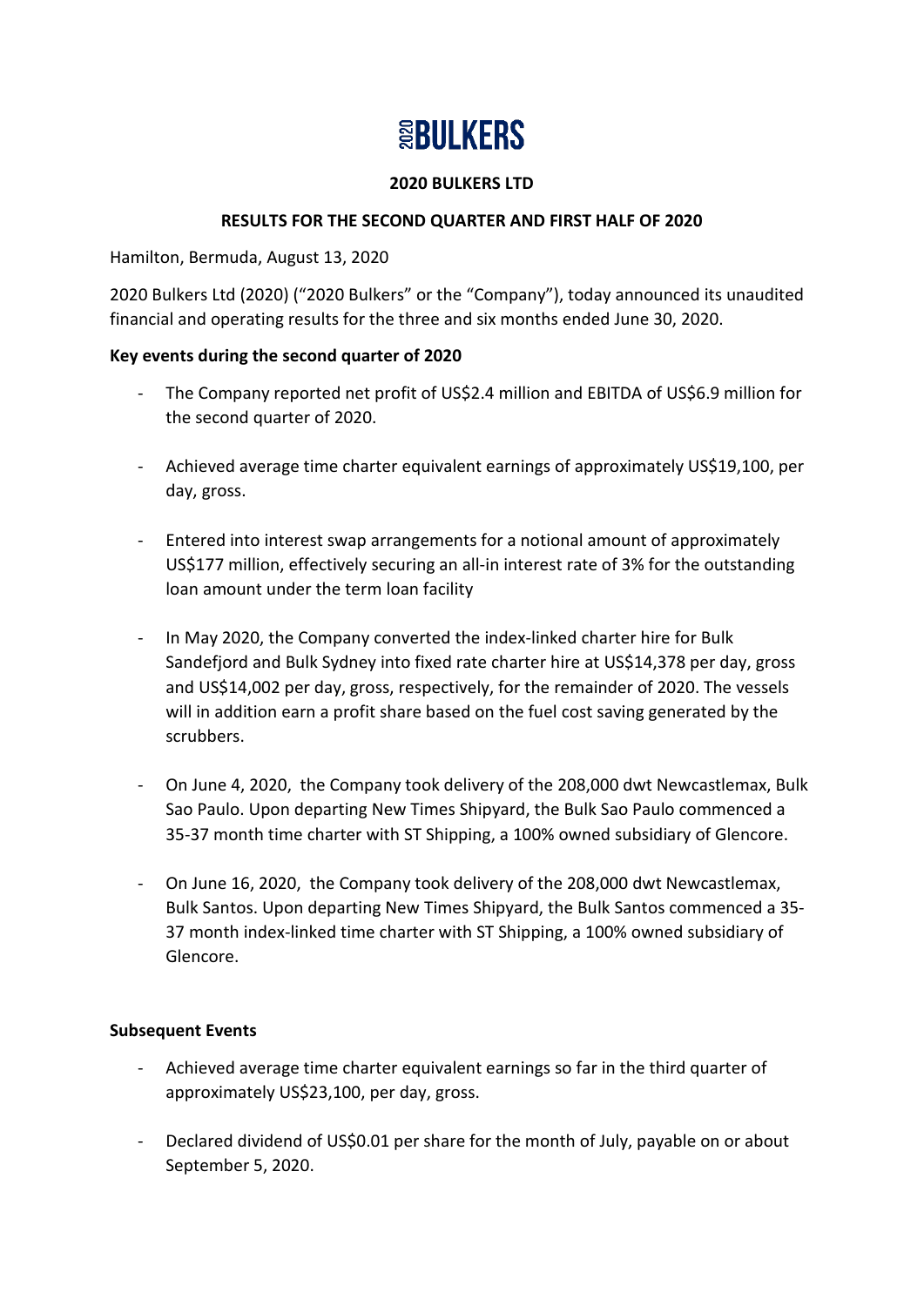# 2020 BULKERS

**2020 BULKERS LTD**

**RESULTS FOR THE SECOND QUARTER AND FIRST HALF OF 2020**

Hamilton, Bermuda, August 13, 2020

2020 Bulkers Ltd (2020) ("2020 Bulkers" or the "Company"), today announced its unaudited financial and operating results for the three and six months ended June 30, 2020.

**Key events during the second quarter of 2020**

- The Company reported net profit of US$2.4 million and EBITDA of US$6.9 million for the second quarter of 2020.
- Achieved average time charter equivalent earnings of approximately US$19,100, per day, gross.
- Entered into interest swap arrangements for a notional amount of approximately US$177 million, effectively securing an all-in interest rate of 3% for the outstanding loan amount under the term loan facility
- In May 2020, the Company converted the index-linked charter hire for Bulk Sandefjord and Bulk Sydney into fixed rate charter hire at US$14,378 per day, gross and US$14,002 per day, gross, respectively, for the remainder of 2020. The vessels will in addition earn a profit share based on the fuel cost saving generated by the scrubbers.
- On June 4, 2020, the Company took delivery of the 208,000 dwt Newcastlemax, Bulk Sao Paulo. Upon departing New Times Shipyard, the Bulk Sao Paulo commenced a 35-37 month time charter with ST Shipping, a 100% owned subsidiary of Glencore.
- On June 16, 2020, the Company took delivery of the 208,000 dwt Newcastlemax, Bulk Santos. Upon departing New Times Shipyard, the Bulk Santos commenced a 35-37 month index-linked time charter with ST Shipping, a 100% owned subsidiary of Glencore.

**Subsequent Events**

- Achieved average time charter equivalent earnings so far in the third quarter of approximately US$23,100, per day, gross.
- Declared dividend of US$0.01 per share for the month of July, payable on or about September 5, 2020.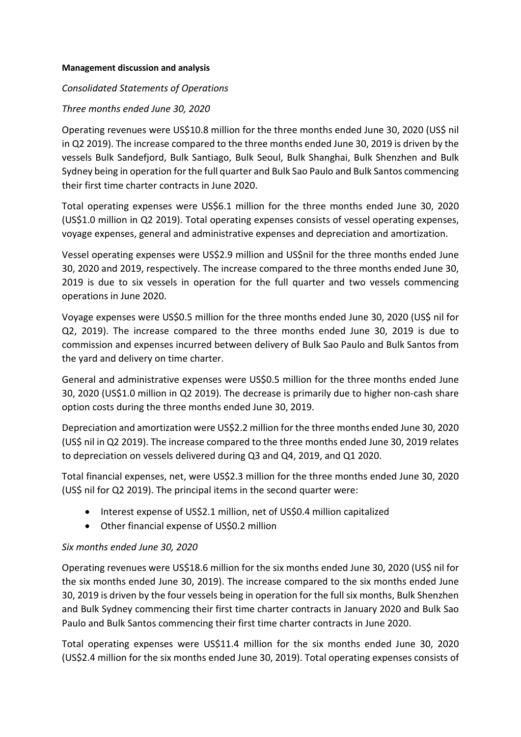**Management discussion and analysis**

*Consolidated Statements of Operations*

*Three months ended June 30, 2020*

Operating revenues were US$10.8 million for the three months ended June 30, 2020 (US$ nil in Q2 2019). The increase compared to the three months ended June 30, 2019 is driven by the vessels Bulk Sandefjord, Bulk Santiago, Bulk Seoul, Bulk Shanghai, Bulk Shenzhen and Bulk Sydney being in operation for the full quarter and Bulk Sao Paulo and Bulk Santos commencing their first time charter contracts in June 2020.

Total operating expenses were US$6.1 million for the three months ended June 30, 2020 (US$1.0 million in Q2 2019). Total operating expenses consists of vessel operating expenses, voyage expenses, general and administrative expenses and depreciation and amortization.

Vessel operating expenses were US$2.9 million and US$nil for the three months ended June 30, 2020 and 2019, respectively. The increase compared to the three months ended June 30, 2019 is due to six vessels in operation for the full quarter and two vessels commencing operations in June 2020.

Voyage expenses were US$0.5 million for the three months ended June 30, 2020 (US$ nil for Q2, 2019). The increase compared to the three months ended June 30, 2019 is due to commission and expenses incurred between delivery of Bulk Sao Paulo and Bulk Santos from the yard and delivery on time charter.

General and administrative expenses were US$0.5 million for the three months ended June 30, 2020 (US$1.0 million in Q2 2019). The decrease is primarily due to higher non-cash share option costs during the three months ended June 30, 2019.

Depreciation and amortization were US$2.2 million for the three months ended June 30, 2020 (US$ nil in Q2 2019). The increase compared to the three months ended June 30, 2019 relates to depreciation on vessels delivered during Q3 and Q4, 2019, and Q1 2020.

Total financial expenses, net, were US$2.3 million for the three months ended June 30, 2020 (US$ nil for Q2 2019). The principal items in the second quarter were:

- Interest expense of US$2.1 million, net of US$0.4 million capitalized
- Other financial expense of US$0.2 million

*Six months ended June 30, 2020*

Operating revenues were US$18.6 million for the six months ended June 30, 2020 (US$ nil for the six months ended June 30, 2019). The increase compared to the six months ended June 30, 2019 is driven by the four vessels being in operation for the full six months, Bulk Shenzhen and Bulk Sydney commencing their first time charter contracts in January 2020 and Bulk Sao Paulo and Bulk Santos commencing their first time charter contracts in June 2020.

Total operating expenses were US$11.4 million for the six months ended June 30, 2020 (US$2.4 million for the six months ended June 30, 2019). Total operating expenses consists of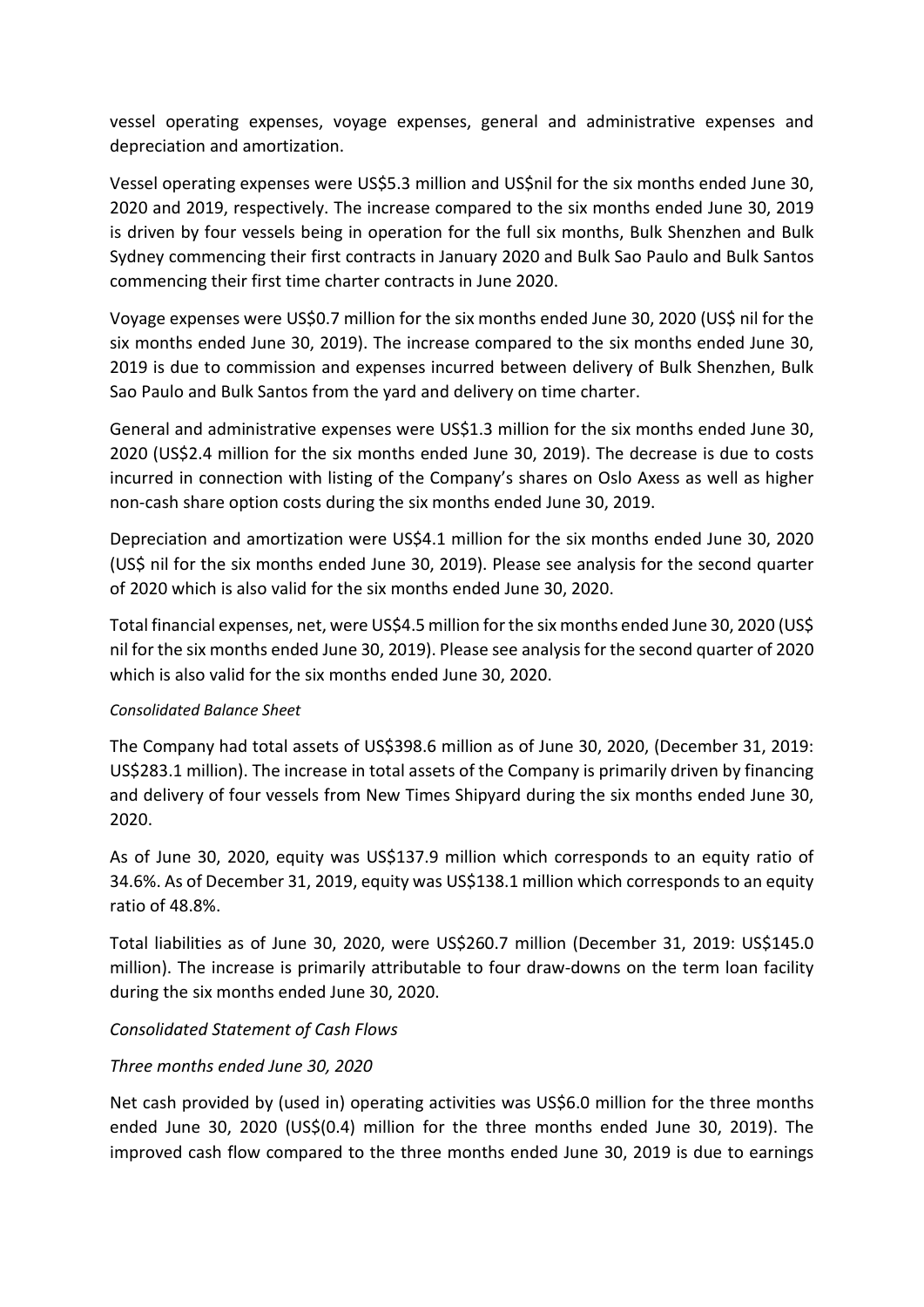vessel operating expenses, voyage expenses, general and administrative expenses and depreciation and amortization.

Vessel operating expenses were US$5.3 million and US$nil for the six months ended June 30, 2020 and 2019, respectively. The increase compared to the six months ended June 30, 2019 is driven by four vessels being in operation for the full six months, Bulk Shenzhen and Bulk Sydney commencing their first contracts in January 2020 and Bulk Sao Paulo and Bulk Santos commencing their first time charter contracts in June 2020.

Voyage expenses were US$0.7 million for the six months ended June 30, 2020 (US$ nil for the six months ended June 30, 2019). The increase compared to the six months ended June 30, 2019 is due to commission and expenses incurred between delivery of Bulk Shenzhen, Bulk Sao Paulo and Bulk Santos from the yard and delivery on time charter.

General and administrative expenses were US$1.3 million for the six months ended June 30, 2020 (US$2.4 million for the six months ended June 30, 2019). The decrease is due to costs incurred in connection with listing of the Company's shares on Oslo Axess as well as higher non-cash share option costs during the six months ended June 30, 2019.

Depreciation and amortization were US$4.1 million for the six months ended June 30, 2020 (US$ nil for the six months ended June 30, 2019). Please see analysis for the second quarter of 2020 which is also valid for the six months ended June 30, 2020.

Total financial expenses, net, were US$4.5 million for the six months ended June 30, 2020 (US$ nil for the six months ended June 30, 2019). Please see analysis for the second quarter of 2020 which is also valid for the six months ended June 30, 2020.

*Consolidated Balance Sheet*

The Company had total assets of US$398.6 million as of June 30, 2020, (December 31, 2019: US$283.1 million). The increase in total assets of the Company is primarily driven by financing and delivery of four vessels from New Times Shipyard during the six months ended June 30, 2020.

As of June 30, 2020, equity was US$137.9 million which corresponds to an equity ratio of 34.6%. As of December 31, 2019, equity was US$138.1 million which corresponds to an equity ratio of 48.8%.

Total liabilities as of June 30, 2020, were US$260.7 million (December 31, 2019: US$145.0 million). The increase is primarily attributable to four draw-downs on the term loan facility during the six months ended June 30, 2020.

*Consolidated Statement of Cash Flows*

*Three months ended June 30, 2020*

Net cash provided by (used in) operating activities was US$6.0 million for the three months ended June 30, 2020 (US$(0.4) million for the three months ended June 30, 2019). The improved cash flow compared to the three months ended June 30, 2019 is due to earnings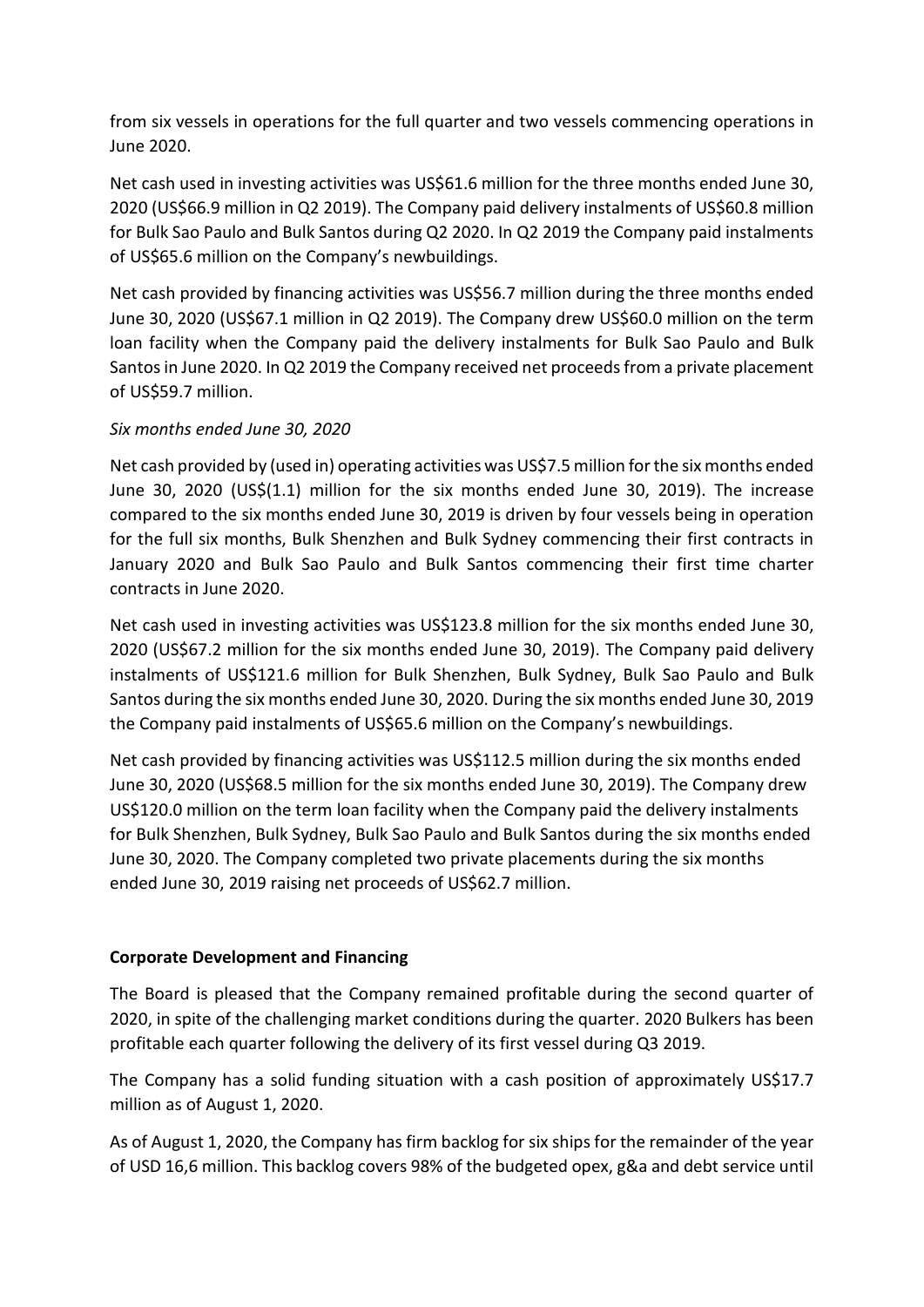from six vessels in operations for the full quarter and two vessels commencing operations in June 2020.

Net cash used in investing activities was US$61.6 million for the three months ended June 30, 2020 (US$66.9 million in Q2 2019). The Company paid delivery instalments of US$60.8 million for Bulk Sao Paulo and Bulk Santos during Q2 2020. In Q2 2019 the Company paid instalments of US$65.6 million on the Company's newbuildings.

Net cash provided by financing activities was US$56.7 million during the three months ended June 30, 2020 (US$67.1 million in Q2 2019). The Company drew US$60.0 million on the term loan facility when the Company paid the delivery instalments for Bulk Sao Paulo and Bulk Santos in June 2020. In Q2 2019 the Company received net proceeds from a private placement of US$59.7 million.

*Six months ended June 30, 2020*

Net cash provided by (used in) operating activities was US$7.5 million for the six months ended June 30, 2020 (US$(1.1) million for the six months ended June 30, 2019). The increase compared to the six months ended June 30, 2019 is driven by four vessels being in operation for the full six months, Bulk Shenzhen and Bulk Sydney commencing their first contracts in January 2020 and Bulk Sao Paulo and Bulk Santos commencing their first time charter contracts in June 2020.

Net cash used in investing activities was US$123.8 million for the six months ended June 30, 2020 (US$67.2 million for the six months ended June 30, 2019). The Company paid delivery instalments of US$121.6 million for Bulk Shenzhen, Bulk Sydney, Bulk Sao Paulo and Bulk Santos during the six months ended June 30, 2020. During the six months ended June 30, 2019 the Company paid instalments of US$65.6 million on the Company's newbuildings.

Net cash provided by financing activities was US$112.5 million during the six months ended June 30, 2020 (US$68.5 million for the six months ended June 30, 2019). The Company drew US$120.0 million on the term loan facility when the Company paid the delivery instalments for Bulk Shenzhen, Bulk Sydney, Bulk Sao Paulo and Bulk Santos during the six months ended June 30, 2020. The Company completed two private placements during the six months ended June 30, 2019 raising net proceeds of US$62.7 million.

**Corporate Development and Financing**

The Board is pleased that the Company remained profitable during the second quarter of 2020, in spite of the challenging market conditions during the quarter. 2020 Bulkers has been profitable each quarter following the delivery of its first vessel during Q3 2019.

The Company has a solid funding situation with a cash position of approximately US$17.7 million as of August 1, 2020.

As of August 1, 2020, the Company has firm backlog for six ships for the remainder of the year of USD 16,6 million. This backlog covers 98% of the budgeted opex, g&a and debt service until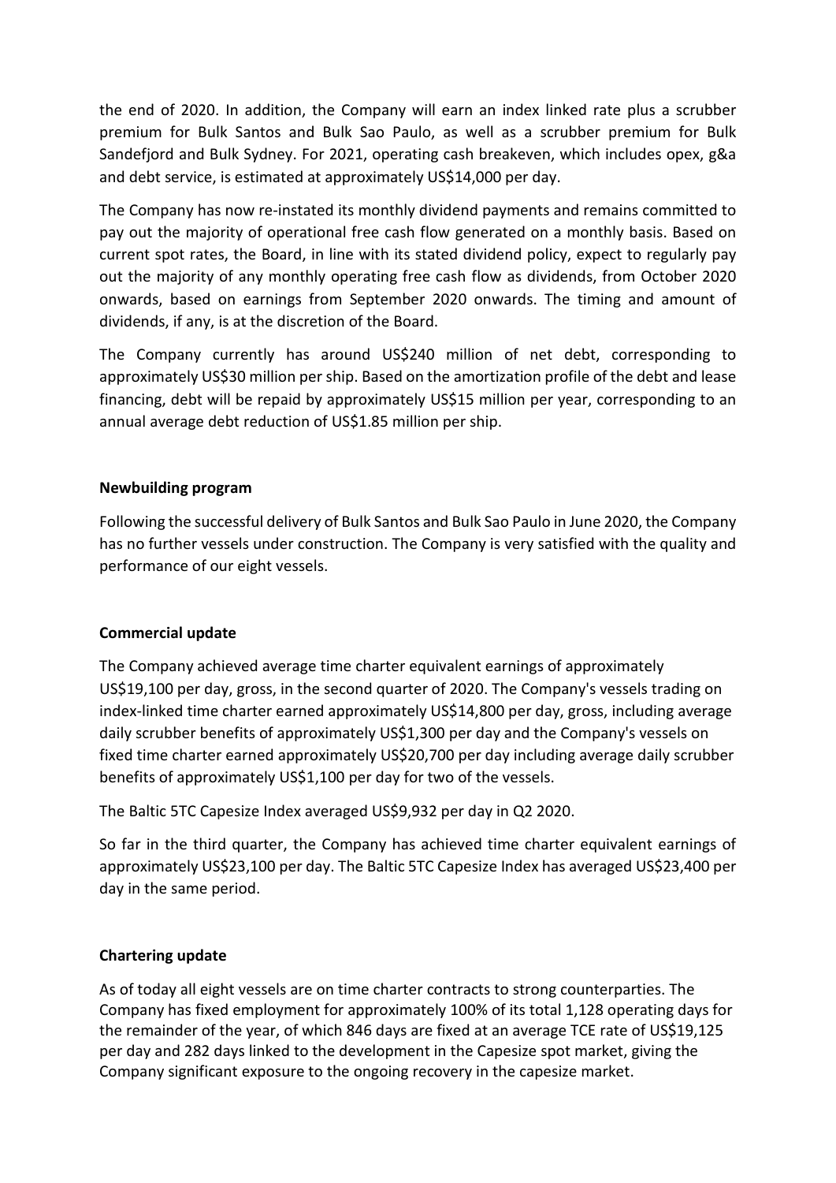the end of 2020. In addition, the Company will earn an index linked rate plus a scrubber premium for Bulk Santos and Bulk Sao Paulo, as well as a scrubber premium for Bulk Sandefjord and Bulk Sydney. For 2021, operating cash breakeven, which includes opex, g&a and debt service, is estimated at approximately US$14,000 per day.

The Company has now re-instated its monthly dividend payments and remains committed to pay out the majority of operational free cash flow generated on a monthly basis. Based on current spot rates, the Board, in line with its stated dividend policy, expect to regularly pay out the majority of any monthly operating free cash flow as dividends, from October 2020 onwards, based on earnings from September 2020 onwards. The timing and amount of dividends, if any, is at the discretion of the Board.

The Company currently has around US$240 million of net debt, corresponding to approximately US$30 million per ship. Based on the amortization profile of the debt and lease financing, debt will be repaid by approximately US$15 million per year, corresponding to an annual average debt reduction of US$1.85 million per ship.

**Newbuilding program**

Following the successful delivery of Bulk Santos and Bulk Sao Paulo in June 2020, the Company has no further vessels under construction. The Company is very satisfied with the quality and performance of our eight vessels.

**Commercial update**

The Company achieved average time charter equivalent earnings of approximately US$19,100 per day, gross, in the second quarter of 2020. The Company's vessels trading on index-linked time charter earned approximately US$14,800 per day, gross, including average daily scrubber benefits of approximately US$1,300 per day and the Company's vessels on fixed time charter earned approximately US$20,700 per day including average daily scrubber benefits of approximately US$1,100 per day for two of the vessels.

The Baltic 5TC Capesize Index averaged US$9,932 per day in Q2 2020.

So far in the third quarter, the Company has achieved time charter equivalent earnings of approximately US$23,100 per day. The Baltic 5TC Capesize Index has averaged US$23,400 per day in the same period.

**Chartering update**

As of today all eight vessels are on time charter contracts to strong counterparties. The Company has fixed employment for approximately 100% of its total 1,128 operating days for the remainder of the year, of which 846 days are fixed at an average TCE rate of US$19,125 per day and 282 days linked to the development in the Capesize spot market, giving the Company significant exposure to the ongoing recovery in the capesize market.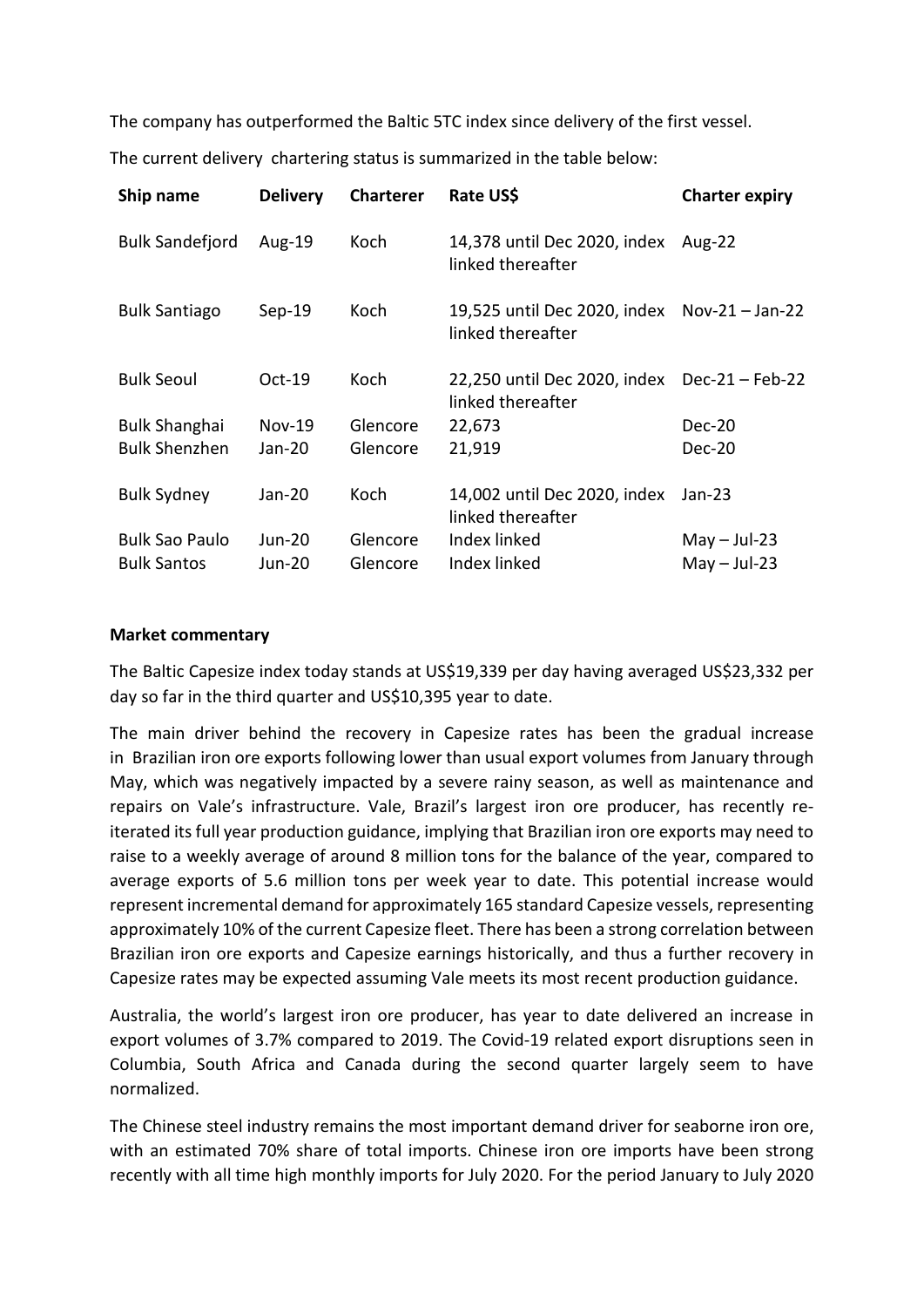The company has outperformed the Baltic 5TC index since delivery of the first vessel.

The current delivery chartering status is summarized in the table below:

| Ship name | Delivery | Charterer | Rate US$ | Charter expiry |
|---|---|---|---|---|
| Bulk Sandefjord | Aug-19 | Koch | 14,378 until Dec 2020, index linked thereafter | Aug-22 |
| Bulk Santiago | Sep-19 | Koch | 19,525 until Dec 2020, index linked thereafter | Nov-21 – Jan-22 |
| Bulk Seoul | Oct-19 | Koch | 22,250 until Dec 2020, index linked thereafter | Dec-21 – Feb-22 |
| Bulk Shanghai | Nov-19 | Glencore | 22,673 | Dec-20 |
| Bulk Shenzhen | Jan-20 | Glencore | 21,919 | Dec-20 |
| Bulk Sydney | Jan-20 | Koch | 14,002 until Dec 2020, index linked thereafter | Jan-23 |
| Bulk Sao Paulo | Jun-20 | Glencore | Index linked | May – Jul-23 |
| Bulk Santos | Jun-20 | Glencore | Index linked | May – Jul-23 |

**Market commentary**

The Baltic Capesize index today stands at US$19,339 per day having averaged US$23,332 per day so far in the third quarter and US$10,395 year to date.

The main driver behind the recovery in Capesize rates has been the gradual increase in Brazilian iron ore exports following lower than usual export volumes from January through May, which was negatively impacted by a severe rainy season, as well as maintenance and repairs on Vale's infrastructure. Vale, Brazil's largest iron ore producer, has recently re-iterated its full year production guidance, implying that Brazilian iron ore exports may need to raise to a weekly average of around 8 million tons for the balance of the year, compared to average exports of 5.6 million tons per week year to date. This potential increase would represent incremental demand for approximately 165 standard Capesize vessels, representing approximately 10% of the current Capesize fleet. There has been a strong correlation between Brazilian iron ore exports and Capesize earnings historically, and thus a further recovery in Capesize rates may be expected assuming Vale meets its most recent production guidance.

Australia, the world's largest iron ore producer, has year to date delivered an increase in export volumes of 3.7% compared to 2019. The Covid-19 related export disruptions seen in Columbia, South Africa and Canada during the second quarter largely seem to have normalized.

The Chinese steel industry remains the most important demand driver for seaborne iron ore, with an estimated 70% share of total imports. Chinese iron ore imports have been strong recently with all time high monthly imports for July 2020. For the period January to July 2020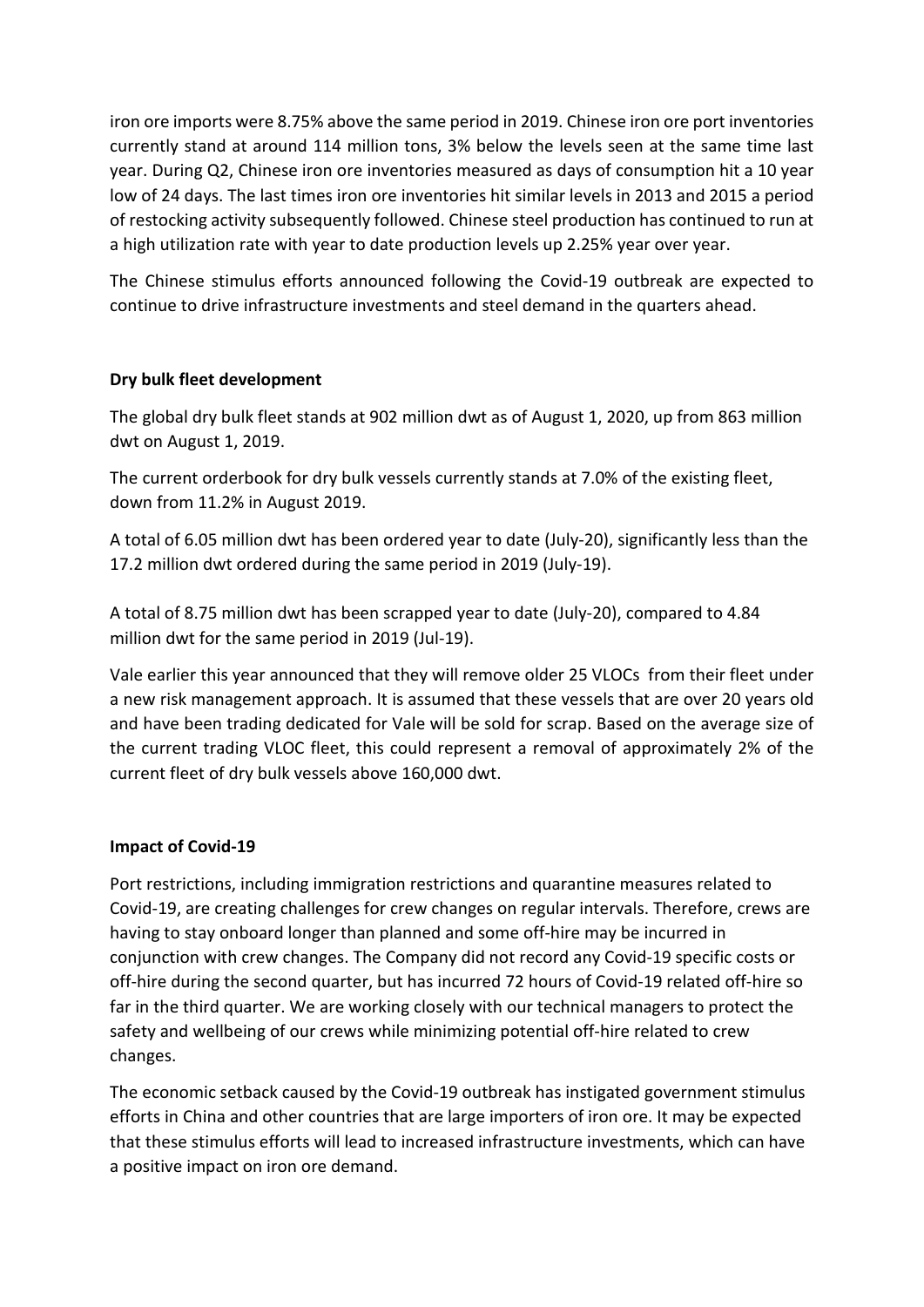iron ore imports were 8.75% above the same period in 2019. Chinese iron ore port inventories currently stand at around 114 million tons, 3% below the levels seen at the same time last year. During Q2, Chinese iron ore inventories measured as days of consumption hit a 10 year low of 24 days. The last times iron ore inventories hit similar levels in 2013 and 2015 a period of restocking activity subsequently followed. Chinese steel production has continued to run at a high utilization rate with year to date production levels up 2.25% year over year.

The Chinese stimulus efforts announced following the Covid-19 outbreak are expected to continue to drive infrastructure investments and steel demand in the quarters ahead.

**Dry bulk fleet development**

The global dry bulk fleet stands at 902 million dwt as of August 1, 2020, up from 863 million dwt on August 1, 2019.

The current orderbook for dry bulk vessels currently stands at 7.0% of the existing fleet, down from 11.2% in August 2019.

A total of 6.05 million dwt has been ordered year to date (July-20), significantly less than the 17.2 million dwt ordered during the same period in 2019 (July-19).

A total of 8.75 million dwt has been scrapped year to date (July-20), compared to 4.84 million dwt for the same period in 2019 (Jul-19).

Vale earlier this year announced that they will remove older 25 VLOCs from their fleet under a new risk management approach. It is assumed that these vessels that are over 20 years old and have been trading dedicated for Vale will be sold for scrap. Based on the average size of the current trading VLOC fleet, this could represent a removal of approximately 2% of the current fleet of dry bulk vessels above 160,000 dwt.

**Impact of Covid-19**

Port restrictions, including immigration restrictions and quarantine measures related to Covid-19, are creating challenges for crew changes on regular intervals. Therefore, crews are having to stay onboard longer than planned and some off-hire may be incurred in conjunction with crew changes. The Company did not record any Covid-19 specific costs or off-hire during the second quarter, but has incurred 72 hours of Covid-19 related off-hire so far in the third quarter. We are working closely with our technical managers to protect the safety and wellbeing of our crews while minimizing potential off-hire related to crew changes.

The economic setback caused by the Covid-19 outbreak has instigated government stimulus efforts in China and other countries that are large importers of iron ore. It may be expected that these stimulus efforts will lead to increased infrastructure investments, which can have a positive impact on iron ore demand.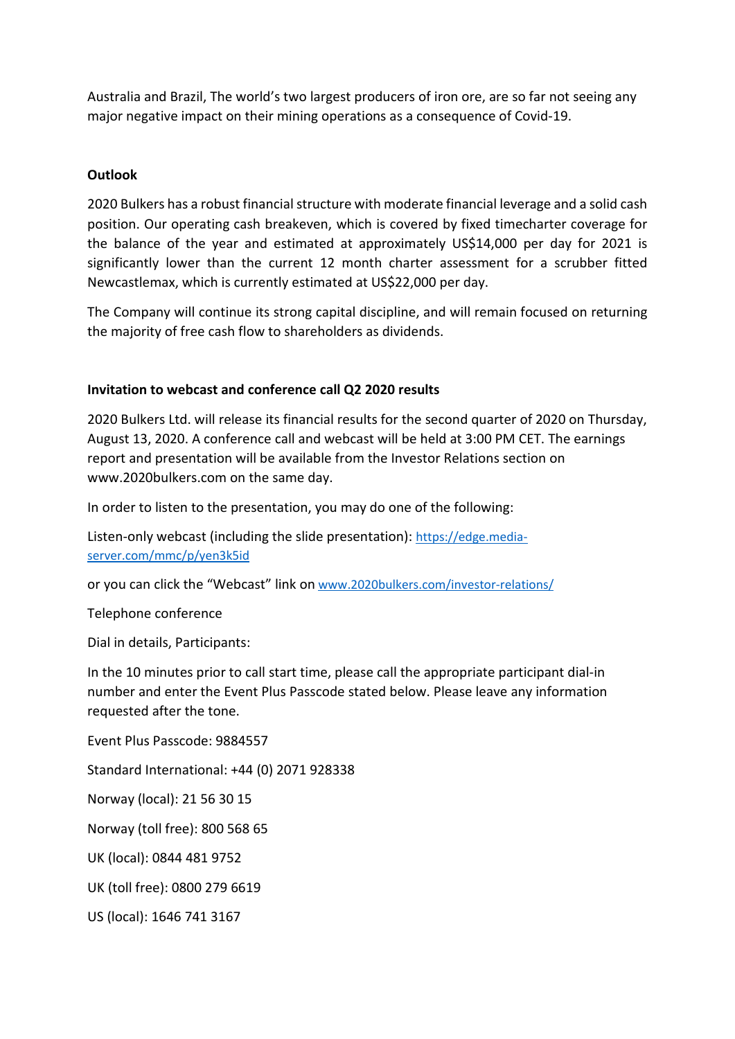Australia and Brazil, The world's two largest producers of iron ore, are so far not seeing any major negative impact on their mining operations as a consequence of Covid-19.

**Outlook**

2020 Bulkers has a robust financial structure with moderate financial leverage and a solid cash position. Our operating cash breakeven, which is covered by fixed timecharter coverage for the balance of the year and estimated at approximately US$14,000 per day for 2021 is significantly lower than the current 12 month charter assessment for a scrubber fitted Newcastlemax, which is currently estimated at US$22,000 per day.

The Company will continue its strong capital discipline, and will remain focused on returning the majority of free cash flow to shareholders as dividends.

**Invitation to webcast and conference call Q2 2020 results**

2020 Bulkers Ltd. will release its financial results for the second quarter of 2020 on Thursday, August 13, 2020. A conference call and webcast will be held at 3:00 PM CET. The earnings report and presentation will be available from the Investor Relations section on www.2020bulkers.com on the same day.

In order to listen to the presentation, you may do one of the following:

Listen-only webcast (including the slide presentation): [https://edge.media-server.com/mmc/p/yen3k5id](https://edge.media-server.com/mmc/p/yen3k5id)

or you can click the "Webcast" link on [www.2020bulkers.com/investor-relations/](www.2020bulkers.com/investor-relations/)

Telephone conference

Dial in details, Participants:

In the 10 minutes prior to call start time, please call the appropriate participant dial-in number and enter the Event Plus Passcode stated below. Please leave any information requested after the tone.

Event Plus Passcode: 9884557

Standard International: +44 (0) 2071 928338

Norway (local): 21 56 30 15

Norway (toll free): 800 568 65

UK (local): 0844 481 9752

UK (toll free): 0800 279 6619

US (local): 1646 741 3167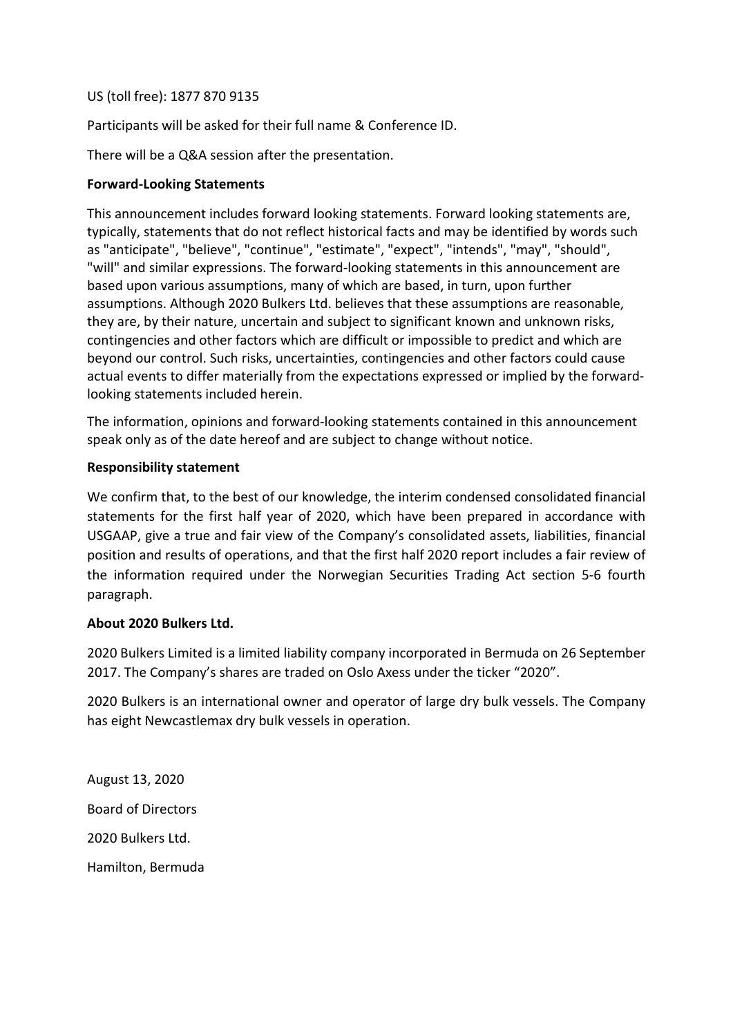US (toll free): 1877 870 9135

Participants will be asked for their full name & Conference ID.

There will be a Q&A session after the presentation.

**Forward-Looking Statements**

This announcement includes forward looking statements. Forward looking statements are, typically, statements that do not reflect historical facts and may be identified by words such as "anticipate", "believe", "continue", "estimate", "expect", "intends", "may", "should", "will" and similar expressions. The forward-looking statements in this announcement are based upon various assumptions, many of which are based, in turn, upon further assumptions. Although 2020 Bulkers Ltd. believes that these assumptions are reasonable, they are, by their nature, uncertain and subject to significant known and unknown risks, contingencies and other factors which are difficult or impossible to predict and which are beyond our control. Such risks, uncertainties, contingencies and other factors could cause actual events to differ materially from the expectations expressed or implied by the forward-looking statements included herein.

The information, opinions and forward-looking statements contained in this announcement speak only as of the date hereof and are subject to change without notice.

**Responsibility statement**

We confirm that, to the best of our knowledge, the interim condensed consolidated financial statements for the first half year of 2020, which have been prepared in accordance with USGAAP, give a true and fair view of the Company's consolidated assets, liabilities, financial position and results of operations, and that the first half 2020 report includes a fair review of the information required under the Norwegian Securities Trading Act section 5-6 fourth paragraph.

**About 2020 Bulkers Ltd.**

2020 Bulkers Limited is a limited liability company incorporated in Bermuda on 26 September 2017. The Company's shares are traded on Oslo Axess under the ticker "2020".

2020 Bulkers is an international owner and operator of large dry bulk vessels. The Company has eight Newcastlemax dry bulk vessels in operation.

August 13, 2020

Board of Directors

2020 Bulkers Ltd.

Hamilton, Bermuda